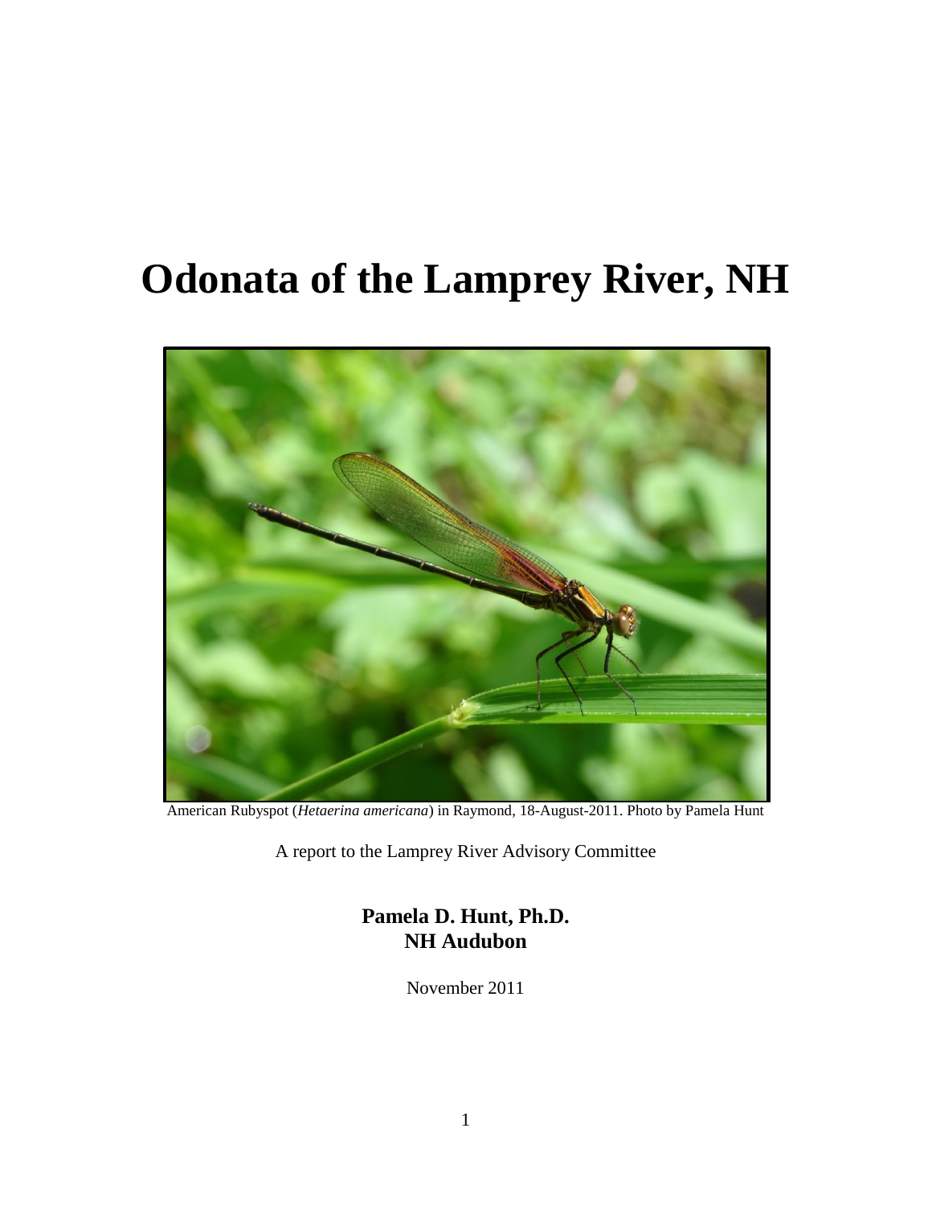# Odonata of the Lamprey River, NH

American Rubyspot (*Hetaerina americana*) in Raymond, 18-August-2011. Photo by Pamela Hunt

A report to the Lamprey River Advisory Committee

**Pamela D. Hunt, Ph.D.**
**NH Audubon**

November 2011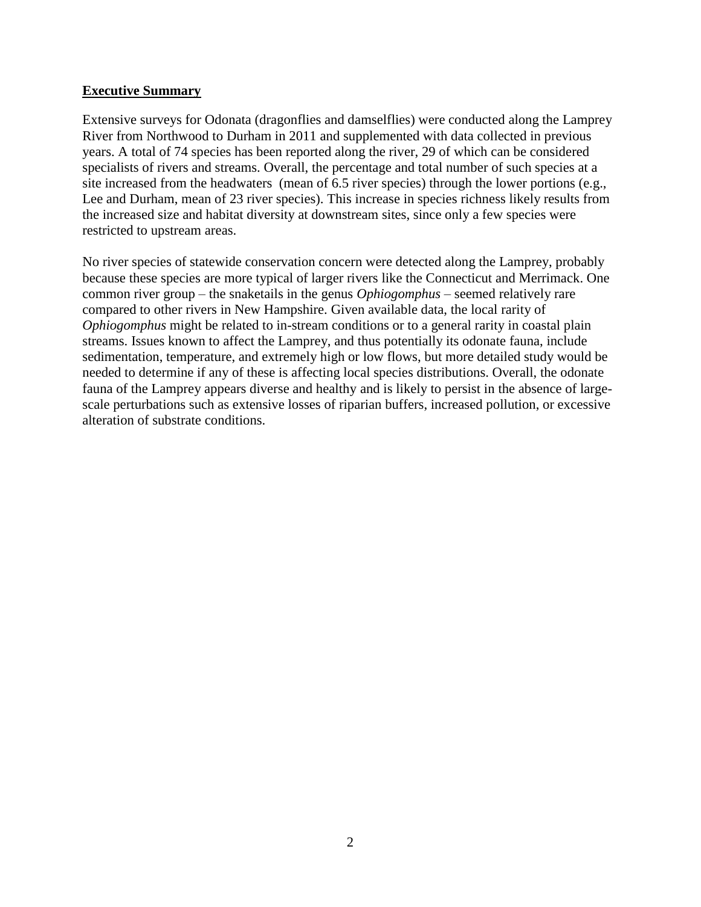## Executive Summary

Extensive surveys for Odonata (dragonflies and damselflies) were conducted along the Lamprey River from Northwood to Durham in 2011 and supplemented with data collected in previous years. A total of 74 species has been reported along the river, 29 of which can be considered specialists of rivers and streams. Overall, the percentage and total number of such species at a site increased from the headwaters (mean of 6.5 river species) through the lower portions (e.g., Lee and Durham, mean of 23 river species). This increase in species richness likely results from the increased size and habitat diversity at downstream sites, since only a few species were restricted to upstream areas.

No river species of statewide conservation concern were detected along the Lamprey, probably because these species are more typical of larger rivers like the Connecticut and Merrimack. One common river group – the snaketails in the genus *Ophiogomphus* – seemed relatively rare compared to other rivers in New Hampshire. Given available data, the local rarity of *Ophiogomphus* might be related to in-stream conditions or to a general rarity in coastal plain streams. Issues known to affect the Lamprey, and thus potentially its odonate fauna, include sedimentation, temperature, and extremely high or low flows, but more detailed study would be needed to determine if any of these is affecting local species distributions. Overall, the odonate fauna of the Lamprey appears diverse and healthy and is likely to persist in the absence of large-scale perturbations such as extensive losses of riparian buffers, increased pollution, or excessive alteration of substrate conditions.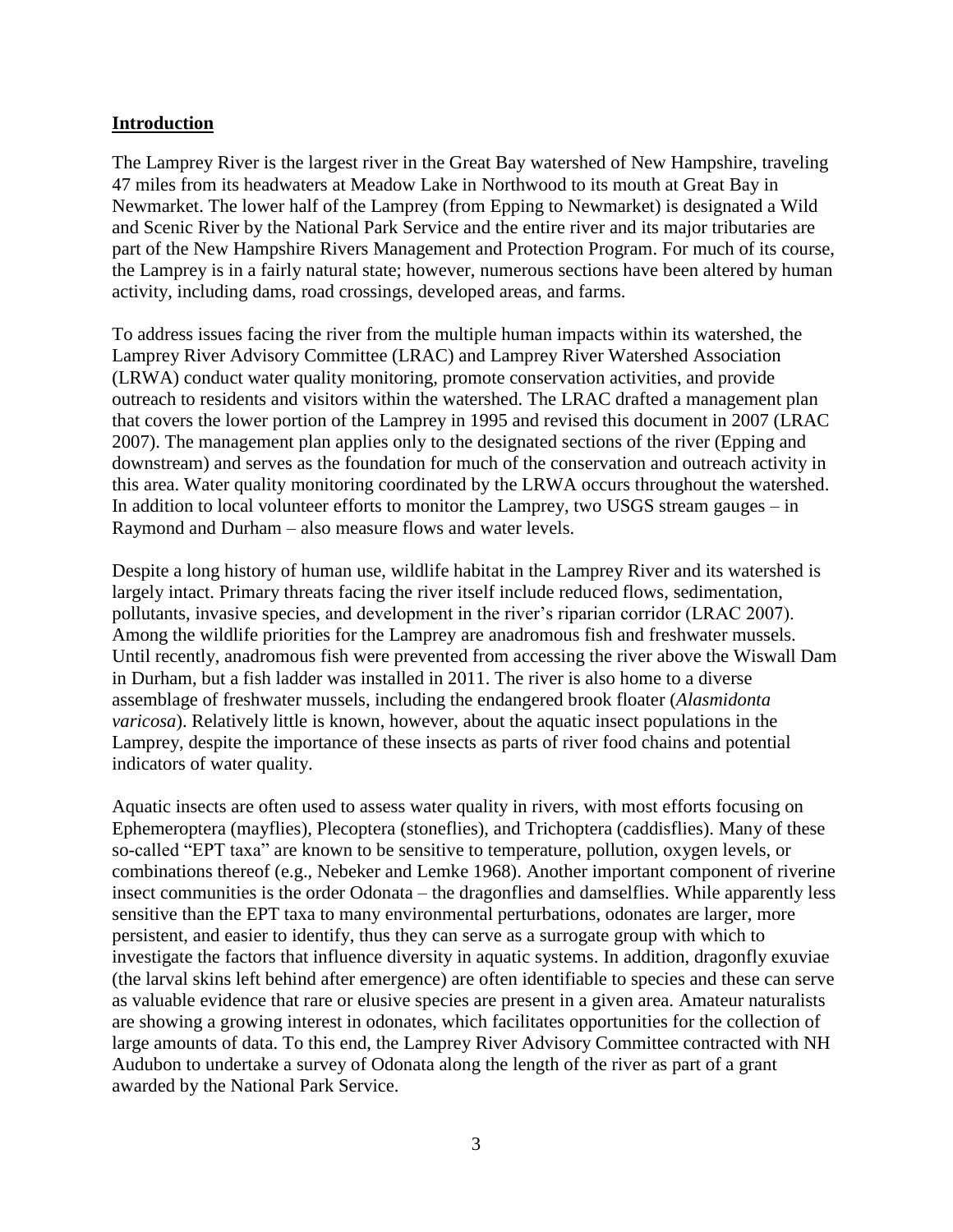## Introduction

The Lamprey River is the largest river in the Great Bay watershed of New Hampshire, traveling 47 miles from its headwaters at Meadow Lake in Northwood to its mouth at Great Bay in Newmarket. The lower half of the Lamprey (from Epping to Newmarket) is designated a Wild and Scenic River by the National Park Service and the entire river and its major tributaries are part of the New Hampshire Rivers Management and Protection Program. For much of its course, the Lamprey is in a fairly natural state; however, numerous sections have been altered by human activity, including dams, road crossings, developed areas, and farms.

To address issues facing the river from the multiple human impacts within its watershed, the Lamprey River Advisory Committee (LRAC) and Lamprey River Watershed Association (LRWA) conduct water quality monitoring, promote conservation activities, and provide outreach to residents and visitors within the watershed. The LRAC drafted a management plan that covers the lower portion of the Lamprey in 1995 and revised this document in 2007 (LRAC 2007). The management plan applies only to the designated sections of the river (Epping and downstream) and serves as the foundation for much of the conservation and outreach activity in this area. Water quality monitoring coordinated by the LRWA occurs throughout the watershed. In addition to local volunteer efforts to monitor the Lamprey, two USGS stream gauges – in Raymond and Durham – also measure flows and water levels.

Despite a long history of human use, wildlife habitat in the Lamprey River and its watershed is largely intact. Primary threats facing the river itself include reduced flows, sedimentation, pollutants, invasive species, and development in the river's riparian corridor (LRAC 2007). Among the wildlife priorities for the Lamprey are anadromous fish and freshwater mussels. Until recently, anadromous fish were prevented from accessing the river above the Wiswall Dam in Durham, but a fish ladder was installed in 2011. The river is also home to a diverse assemblage of freshwater mussels, including the endangered brook floater (*Alasmidonta varicosa*). Relatively little is known, however, about the aquatic insect populations in the Lamprey, despite the importance of these insects as parts of river food chains and potential indicators of water quality.

Aquatic insects are often used to assess water quality in rivers, with most efforts focusing on Ephemeroptera (mayflies), Plecoptera (stoneflies), and Trichoptera (caddisflies). Many of these so-called "EPT taxa" are known to be sensitive to temperature, pollution, oxygen levels, or combinations thereof (e.g., Nebeker and Lemke 1968). Another important component of riverine insect communities is the order Odonata – the dragonflies and damselflies. While apparently less sensitive than the EPT taxa to many environmental perturbations, odonates are larger, more persistent, and easier to identify, thus they can serve as a surrogate group with which to investigate the factors that influence diversity in aquatic systems. In addition, dragonfly exuviae (the larval skins left behind after emergence) are often identifiable to species and these can serve as valuable evidence that rare or elusive species are present in a given area. Amateur naturalists are showing a growing interest in odonates, which facilitates opportunities for the collection of large amounts of data. To this end, the Lamprey River Advisory Committee contracted with NH Audubon to undertake a survey of Odonata along the length of the river as part of a grant awarded by the National Park Service.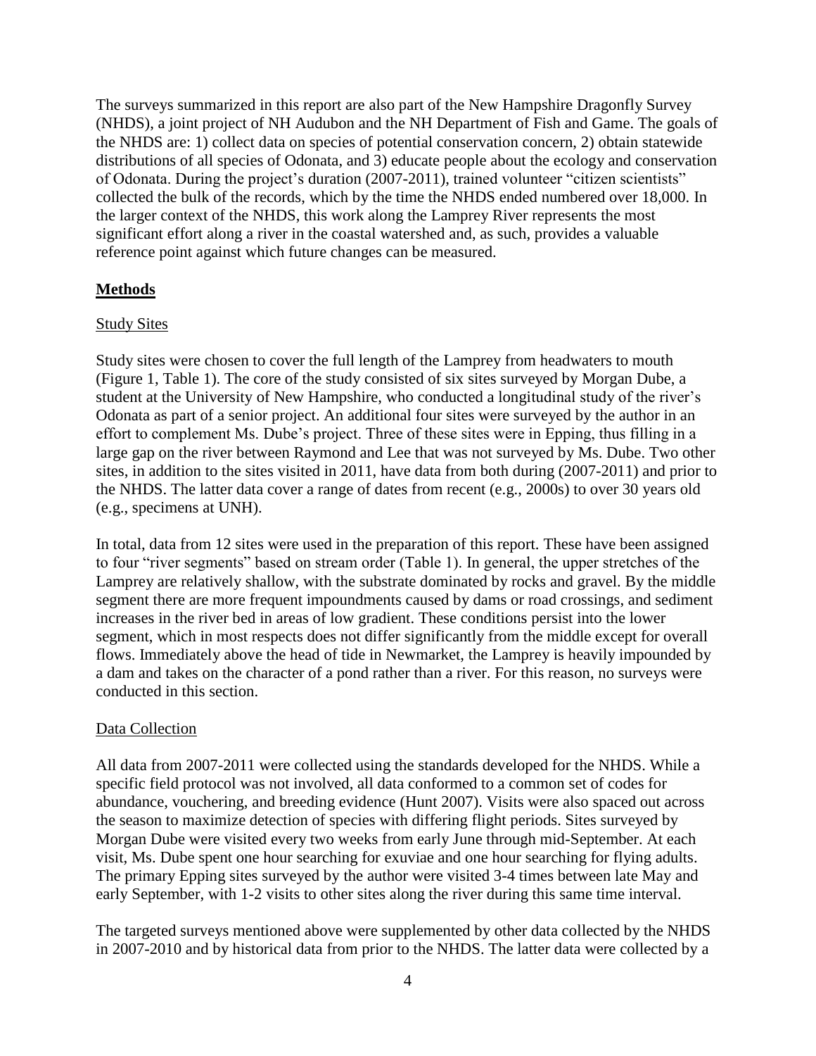The surveys summarized in this report are also part of the New Hampshire Dragonfly Survey (NHDS), a joint project of NH Audubon and the NH Department of Fish and Game. The goals of the NHDS are: 1) collect data on species of potential conservation concern, 2) obtain statewide distributions of all species of Odonata, and 3) educate people about the ecology and conservation of Odonata. During the project's duration (2007-2011), trained volunteer "citizen scientists" collected the bulk of the records, which by the time the NHDS ended numbered over 18,000. In the larger context of the NHDS, this work along the Lamprey River represents the most significant effort along a river in the coastal watershed and, as such, provides a valuable reference point against which future changes can be measured.

## Methods

### Study Sites

Study sites were chosen to cover the full length of the Lamprey from headwaters to mouth (Figure 1, Table 1). The core of the study consisted of six sites surveyed by Morgan Dube, a student at the University of New Hampshire, who conducted a longitudinal study of the river's Odonata as part of a senior project. An additional four sites were surveyed by the author in an effort to complement Ms. Dube's project. Three of these sites were in Epping, thus filling in a large gap on the river between Raymond and Lee that was not surveyed by Ms. Dube. Two other sites, in addition to the sites visited in 2011, have data from both during (2007-2011) and prior to the NHDS. The latter data cover a range of dates from recent (e.g., 2000s) to over 30 years old (e.g., specimens at UNH).

In total, data from 12 sites were used in the preparation of this report. These have been assigned to four "river segments" based on stream order (Table 1). In general, the upper stretches of the Lamprey are relatively shallow, with the substrate dominated by rocks and gravel. By the middle segment there are more frequent impoundments caused by dams or road crossings, and sediment increases in the river bed in areas of low gradient. These conditions persist into the lower segment, which in most respects does not differ significantly from the middle except for overall flows. Immediately above the head of tide in Newmarket, the Lamprey is heavily impounded by a dam and takes on the character of a pond rather than a river. For this reason, no surveys were conducted in this section.

### Data Collection

All data from 2007-2011 were collected using the standards developed for the NHDS. While a specific field protocol was not involved, all data conformed to a common set of codes for abundance, vouchering, and breeding evidence (Hunt 2007). Visits were also spaced out across the season to maximize detection of species with differing flight periods. Sites surveyed by Morgan Dube were visited every two weeks from early June through mid-September. At each visit, Ms. Dube spent one hour searching for exuviae and one hour searching for flying adults. The primary Epping sites surveyed by the author were visited 3-4 times between late May and early September, with 1-2 visits to other sites along the river during this same time interval.

The targeted surveys mentioned above were supplemented by other data collected by the NHDS in 2007-2010 and by historical data from prior to the NHDS. The latter data were collected by a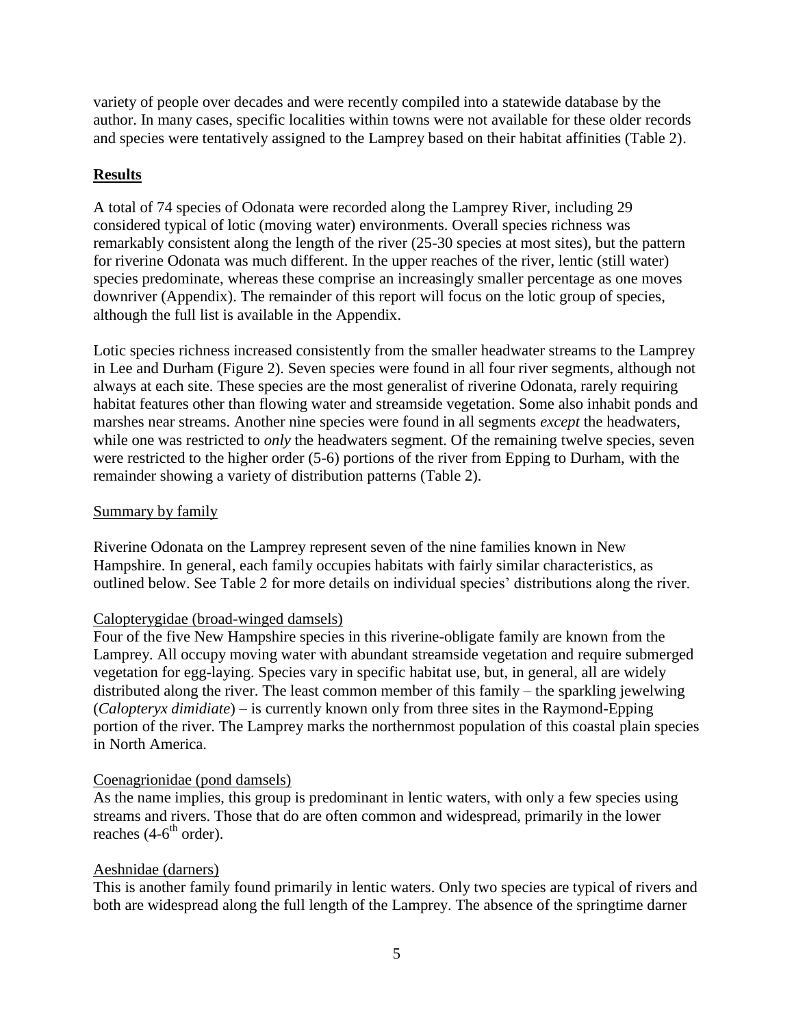variety of people over decades and were recently compiled into a statewide database by the author. In many cases, specific localities within towns were not available for these older records and species were tentatively assigned to the Lamprey based on their habitat affinities (Table 2).

## Results

A total of 74 species of Odonata were recorded along the Lamprey River, including 29 considered typical of lotic (moving water) environments. Overall species richness was remarkably consistent along the length of the river (25-30 species at most sites), but the pattern for riverine Odonata was much different. In the upper reaches of the river, lentic (still water) species predominate, whereas these comprise an increasingly smaller percentage as one moves downriver (Appendix). The remainder of this report will focus on the lotic group of species, although the full list is available in the Appendix.

Lotic species richness increased consistently from the smaller headwater streams to the Lamprey in Lee and Durham (Figure 2). Seven species were found in all four river segments, although not always at each site. These species are the most generalist of riverine Odonata, rarely requiring habitat features other than flowing water and streamside vegetation. Some also inhabit ponds and marshes near streams. Another nine species were found in all segments *except* the headwaters, while one was restricted to *only* the headwaters segment. Of the remaining twelve species, seven were restricted to the higher order (5-6) portions of the river from Epping to Durham, with the remainder showing a variety of distribution patterns (Table 2).

### Summary by family

Riverine Odonata on the Lamprey represent seven of the nine families known in New Hampshire. In general, each family occupies habitats with fairly similar characteristics, as outlined below. See Table 2 for more details on individual species' distributions along the river.

#### Calopterygidae (broad-winged damsels)

Four of the five New Hampshire species in this riverine-obligate family are known from the Lamprey. All occupy moving water with abundant streamside vegetation and require submerged vegetation for egg-laying. Species vary in specific habitat use, but, in general, all are widely distributed along the river. The least common member of this family – the sparkling jewelwing (*Calopteryx dimidiate*) – is currently known only from three sites in the Raymond-Epping portion of the river. The Lamprey marks the northernmost population of this coastal plain species in North America.

#### Coenagrionidae (pond damsels)

As the name implies, this group is predominant in lentic waters, with only a few species using streams and rivers. Those that do are often common and widespread, primarily in the lower reaches (4-6th order).

#### Aeshnidae (darners)

This is another family found primarily in lentic waters. Only two species are typical of rivers and both are widespread along the full length of the Lamprey. The absence of the springtime darner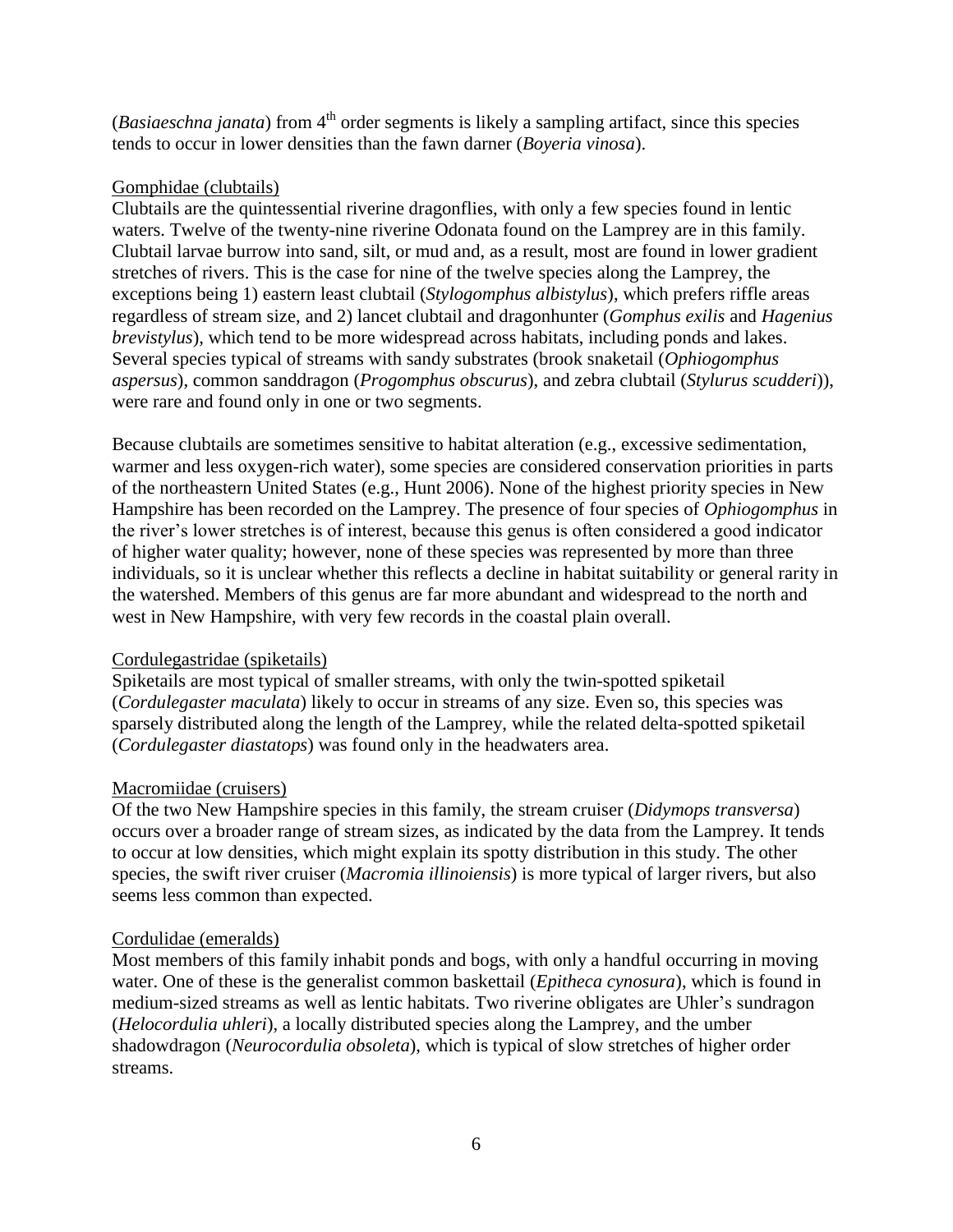(*Basiaeschna janata*) from 4th order segments is likely a sampling artifact, since this species tends to occur in lower densities than the fawn darner (*Boyeria vinosa*).

### Gomphidae (clubtails)

Clubtails are the quintessential riverine dragonflies, with only a few species found in lentic waters. Twelve of the twenty-nine riverine Odonata found on the Lamprey are in this family. Clubtail larvae burrow into sand, silt, or mud and, as a result, most are found in lower gradient stretches of rivers. This is the case for nine of the twelve species along the Lamprey, the exceptions being 1) eastern least clubtail (*Stylogomphus albistylus*), which prefers riffle areas regardless of stream size, and 2) lancet clubtail and dragonhunter (*Gomphus exilis* and *Hagenius brevistylus*), which tend to be more widespread across habitats, including ponds and lakes. Several species typical of streams with sandy substrates (brook snaketail (*Ophiogomphus aspersus*), common sanddragon (*Progomphus obscurus*), and zebra clubtail (*Stylurus scudderi*)), were rare and found only in one or two segments.

Because clubtails are sometimes sensitive to habitat alteration (e.g., excessive sedimentation, warmer and less oxygen-rich water), some species are considered conservation priorities in parts of the northeastern United States (e.g., Hunt 2006). None of the highest priority species in New Hampshire has been recorded on the Lamprey. The presence of four species of *Ophiogomphus* in the river's lower stretches is of interest, because this genus is often considered a good indicator of higher water quality; however, none of these species was represented by more than three individuals, so it is unclear whether this reflects a decline in habitat suitability or general rarity in the watershed. Members of this genus are far more abundant and widespread to the north and west in New Hampshire, with very few records in the coastal plain overall.

### Cordulegastridae (spiketails)

Spiketails are most typical of smaller streams, with only the twin-spotted spiketail (*Cordulegaster maculata*) likely to occur in streams of any size. Even so, this species was sparsely distributed along the length of the Lamprey, while the related delta-spotted spiketail (*Cordulegaster diastatops*) was found only in the headwaters area.

### Macromiidae (cruisers)

Of the two New Hampshire species in this family, the stream cruiser (*Didymops transversa*) occurs over a broader range of stream sizes, as indicated by the data from the Lamprey. It tends to occur at low densities, which might explain its spotty distribution in this study. The other species, the swift river cruiser (*Macromia illinoiensis*) is more typical of larger rivers, but also seems less common than expected.

### Cordulidae (emeralds)

Most members of this family inhabit ponds and bogs, with only a handful occurring in moving water. One of these is the generalist common baskettail (*Epitheca cynosura*), which is found in medium-sized streams as well as lentic habitats. Two riverine obligates are Uhler's sundragon (*Helocordulia uhleri*), a locally distributed species along the Lamprey, and the umber shadowdragon (*Neurocordulia obsoleta*), which is typical of slow stretches of higher order streams.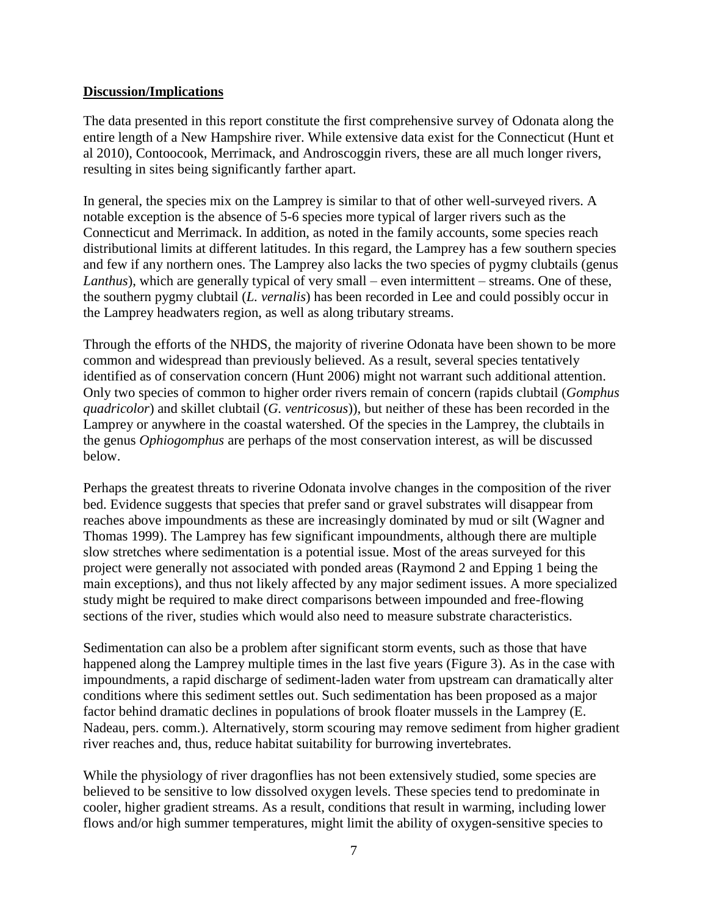## **Discussion/Implications**

The data presented in this report constitute the first comprehensive survey of Odonata along the entire length of a New Hampshire river. While extensive data exist for the Connecticut (Hunt et al 2010), Contoocook, Merrimack, and Androscoggin rivers, these are all much longer rivers, resulting in sites being significantly farther apart.

In general, the species mix on the Lamprey is similar to that of other well-surveyed rivers. A notable exception is the absence of 5-6 species more typical of larger rivers such as the Connecticut and Merrimack. In addition, as noted in the family accounts, some species reach distributional limits at different latitudes. In this regard, the Lamprey has a few southern species and few if any northern ones. The Lamprey also lacks the two species of pygmy clubtails (genus *Lanthus*), which are generally typical of very small – even intermittent – streams. One of these, the southern pygmy clubtail (*L. vernalis*) has been recorded in Lee and could possibly occur in the Lamprey headwaters region, as well as along tributary streams.

Through the efforts of the NHDS, the majority of riverine Odonata have been shown to be more common and widespread than previously believed. As a result, several species tentatively identified as of conservation concern (Hunt 2006) might not warrant such additional attention. Only two species of common to higher order rivers remain of concern (rapids clubtail (*Gomphus quadricolor*) and skillet clubtail (*G. ventricosus*)), but neither of these has been recorded in the Lamprey or anywhere in the coastal watershed. Of the species in the Lamprey, the clubtails in the genus *Ophiogomphus* are perhaps of the most conservation interest, as will be discussed below.

Perhaps the greatest threats to riverine Odonata involve changes in the composition of the river bed. Evidence suggests that species that prefer sand or gravel substrates will disappear from reaches above impoundments as these are increasingly dominated by mud or silt (Wagner and Thomas 1999). The Lamprey has few significant impoundments, although there are multiple slow stretches where sedimentation is a potential issue. Most of the areas surveyed for this project were generally not associated with ponded areas (Raymond 2 and Epping 1 being the main exceptions), and thus not likely affected by any major sediment issues. A more specialized study might be required to make direct comparisons between impounded and free-flowing sections of the river, studies which would also need to measure substrate characteristics.

Sedimentation can also be a problem after significant storm events, such as those that have happened along the Lamprey multiple times in the last five years (Figure 3). As in the case with impoundments, a rapid discharge of sediment-laden water from upstream can dramatically alter conditions where this sediment settles out. Such sedimentation has been proposed as a major factor behind dramatic declines in populations of brook floater mussels in the Lamprey (E. Nadeau, pers. comm.). Alternatively, storm scouring may remove sediment from higher gradient river reaches and, thus, reduce habitat suitability for burrowing invertebrates.

While the physiology of river dragonflies has not been extensively studied, some species are believed to be sensitive to low dissolved oxygen levels. These species tend to predominate in cooler, higher gradient streams. As a result, conditions that result in warming, including lower flows and/or high summer temperatures, might limit the ability of oxygen-sensitive species to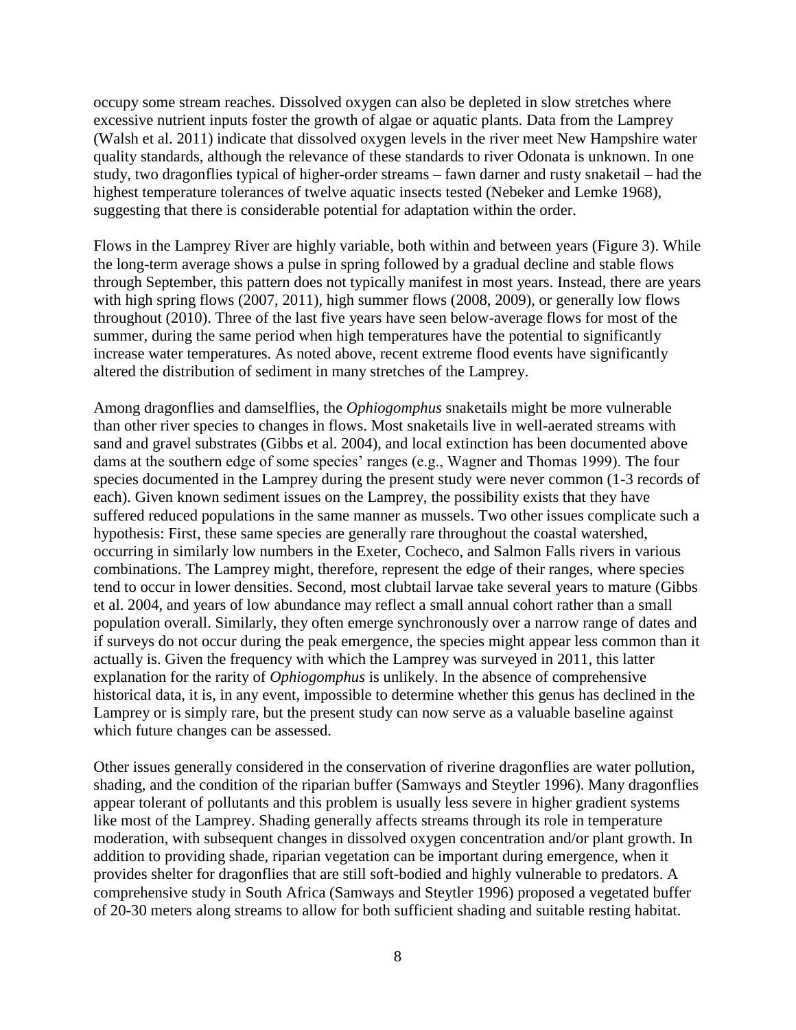occupy some stream reaches. Dissolved oxygen can also be depleted in slow stretches where excessive nutrient inputs foster the growth of algae or aquatic plants. Data from the Lamprey (Walsh et al. 2011) indicate that dissolved oxygen levels in the river meet New Hampshire water quality standards, although the relevance of these standards to river Odonata is unknown. In one study, two dragonflies typical of higher-order streams – fawn darner and rusty snaketail – had the highest temperature tolerances of twelve aquatic insects tested (Nebeker and Lemke 1968), suggesting that there is considerable potential for adaptation within the order.

Flows in the Lamprey River are highly variable, both within and between years (Figure 3). While the long-term average shows a pulse in spring followed by a gradual decline and stable flows through September, this pattern does not typically manifest in most years. Instead, there are years with high spring flows (2007, 2011), high summer flows (2008, 2009), or generally low flows throughout (2010). Three of the last five years have seen below-average flows for most of the summer, during the same period when high temperatures have the potential to significantly increase water temperatures. As noted above, recent extreme flood events have significantly altered the distribution of sediment in many stretches of the Lamprey.

Among dragonflies and damselflies, the *Ophiogomphus* snaketails might be more vulnerable than other river species to changes in flows. Most snaketails live in well-aerated streams with sand and gravel substrates (Gibbs et al. 2004), and local extinction has been documented above dams at the southern edge of some species' ranges (e.g., Wagner and Thomas 1999). The four species documented in the Lamprey during the present study were never common (1-3 records of each). Given known sediment issues on the Lamprey, the possibility exists that they have suffered reduced populations in the same manner as mussels. Two other issues complicate such a hypothesis: First, these same species are generally rare throughout the coastal watershed, occurring in similarly low numbers in the Exeter, Cocheco, and Salmon Falls rivers in various combinations. The Lamprey might, therefore, represent the edge of their ranges, where species tend to occur in lower densities. Second, most clubtail larvae take several years to mature (Gibbs et al. 2004, and years of low abundance may reflect a small annual cohort rather than a small population overall. Similarly, they often emerge synchronously over a narrow range of dates and if surveys do not occur during the peak emergence, the species might appear less common than it actually is. Given the frequency with which the Lamprey was surveyed in 2011, this latter explanation for the rarity of *Ophiogomphus* is unlikely. In the absence of comprehensive historical data, it is, in any event, impossible to determine whether this genus has declined in the Lamprey or is simply rare, but the present study can now serve as a valuable baseline against which future changes can be assessed.

Other issues generally considered in the conservation of riverine dragonflies are water pollution, shading, and the condition of the riparian buffer (Samways and Steytler 1996). Many dragonflies appear tolerant of pollutants and this problem is usually less severe in higher gradient systems like most of the Lamprey. Shading generally affects streams through its role in temperature moderation, with subsequent changes in dissolved oxygen concentration and/or plant growth. In addition to providing shade, riparian vegetation can be important during emergence, when it provides shelter for dragonflies that are still soft-bodied and highly vulnerable to predators. A comprehensive study in South Africa (Samways and Steytler 1996) proposed a vegetated buffer of 20-30 meters along streams to allow for both sufficient shading and suitable resting habitat.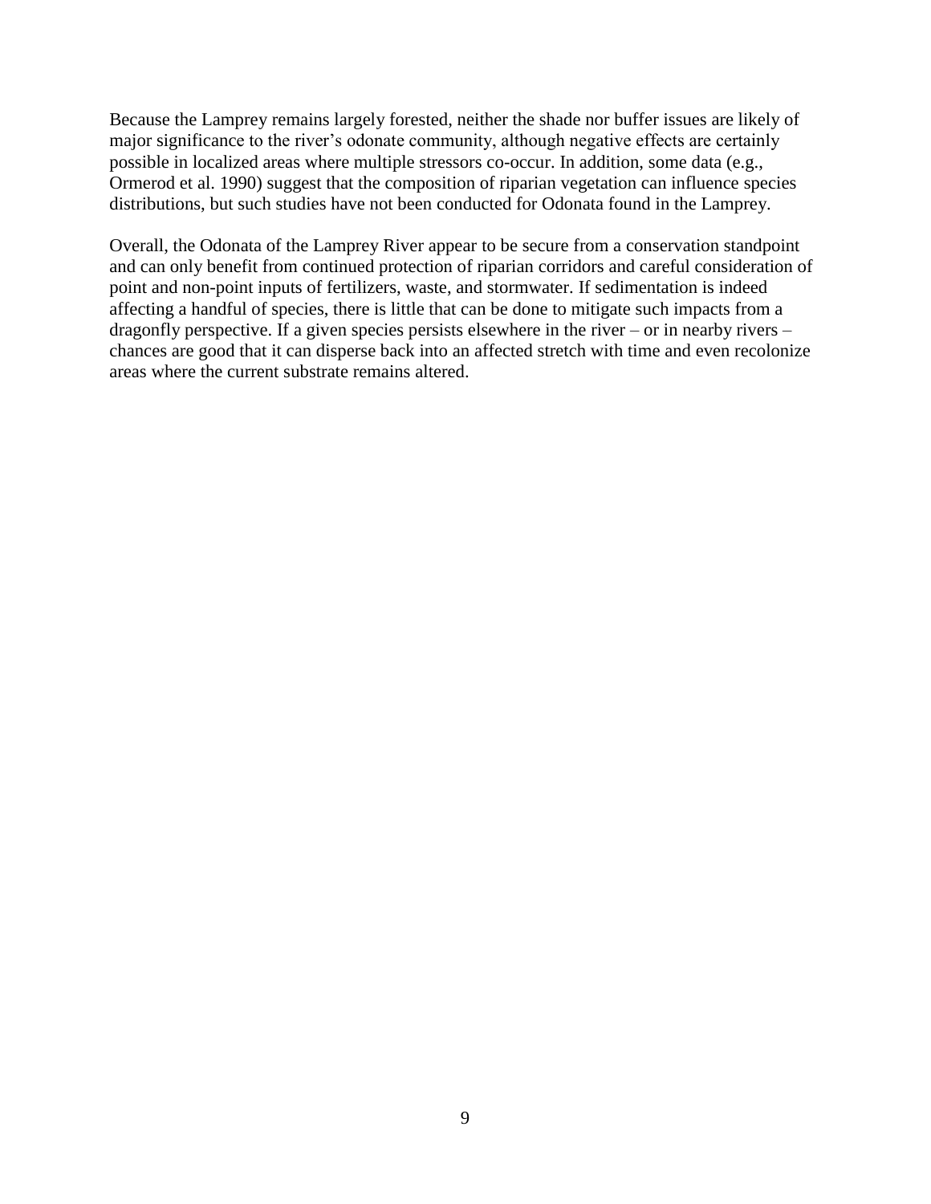Because the Lamprey remains largely forested, neither the shade nor buffer issues are likely of major significance to the river's odonate community, although negative effects are certainly possible in localized areas where multiple stressors co-occur. In addition, some data (e.g., Ormerod et al. 1990) suggest that the composition of riparian vegetation can influence species distributions, but such studies have not been conducted for Odonata found in the Lamprey.

Overall, the Odonata of the Lamprey River appear to be secure from a conservation standpoint and can only benefit from continued protection of riparian corridors and careful consideration of point and non-point inputs of fertilizers, waste, and stormwater. If sedimentation is indeed affecting a handful of species, there is little that can be done to mitigate such impacts from a dragonfly perspective. If a given species persists elsewhere in the river – or in nearby rivers – chances are good that it can disperse back into an affected stretch with time and even recolonize areas where the current substrate remains altered.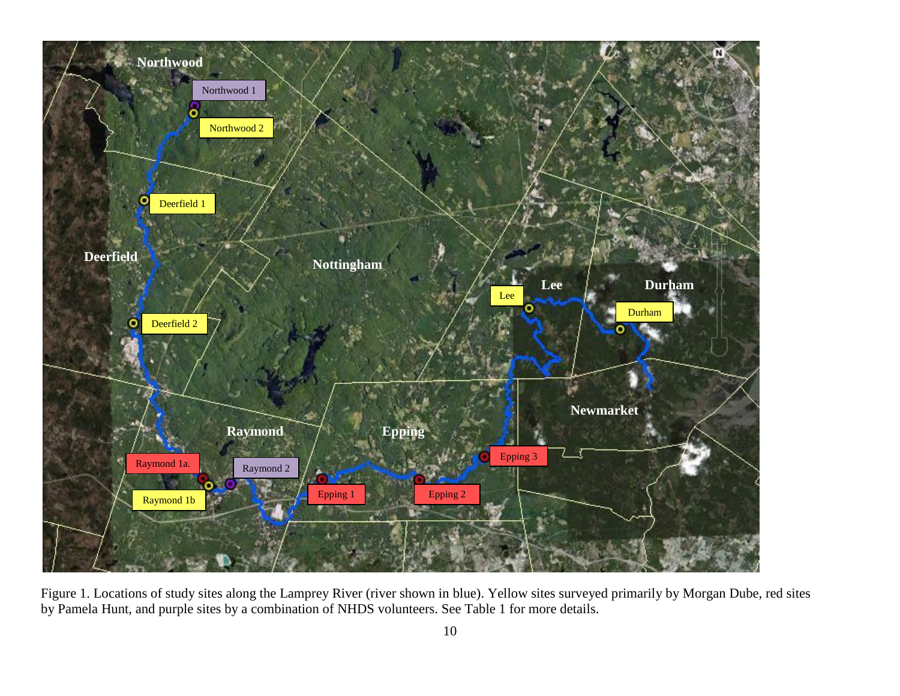Figure 1. Locations of study sites along the Lamprey River (river shown in blue). Yellow sites surveyed primarily by Morgan Dube, red sites by Pamela Hunt, and purple sites by a combination of NHDS volunteers. See Table 1 for more details.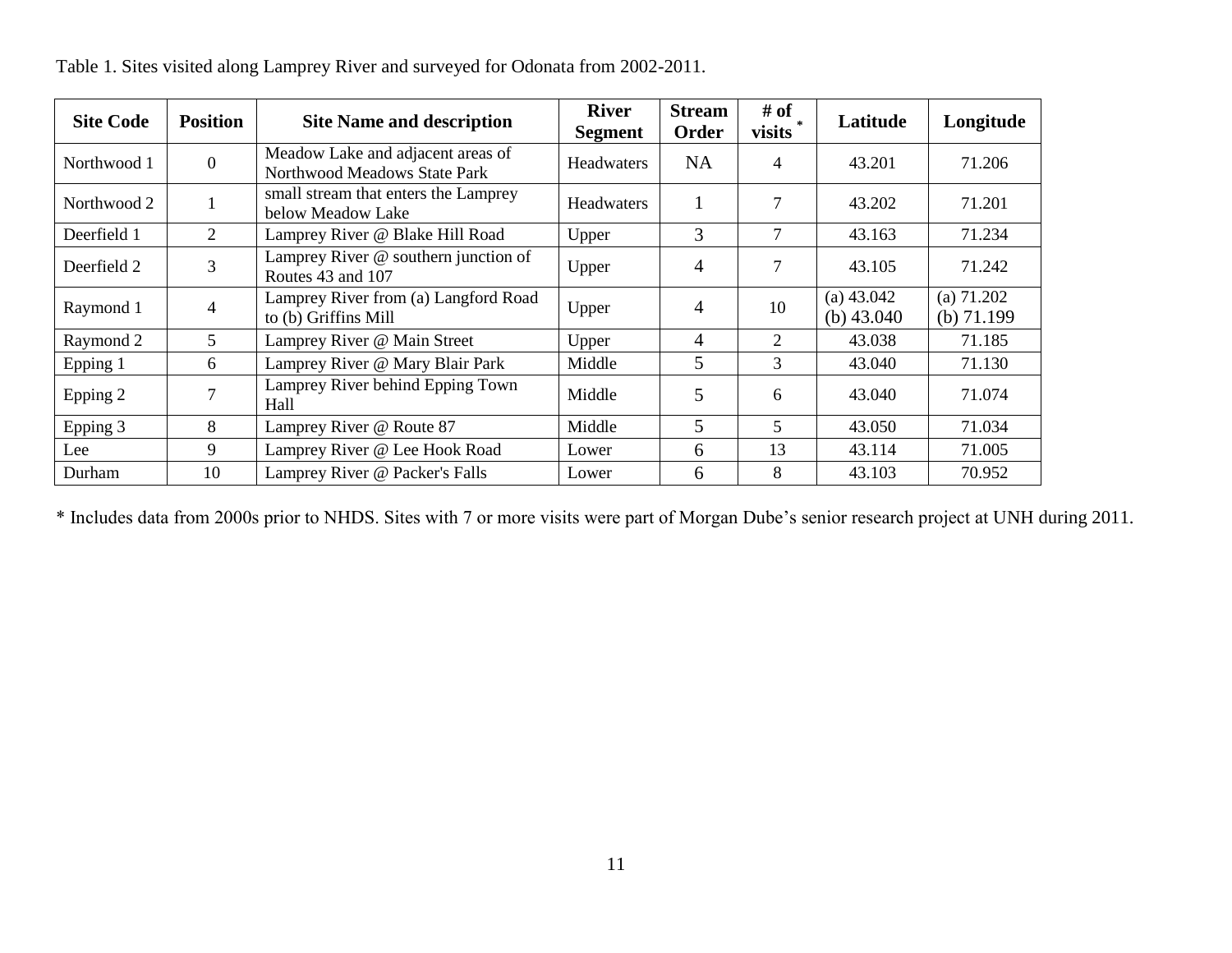Table 1. Sites visited along Lamprey River and surveyed for Odonata from 2002-2011.

| Site Code | Position | Site Name and description | River Segment | Stream Order | # of visits * | Latitude | Longitude |
|---|---|---|---|---|---|---|---|
| Northwood 1 | 0 | Meadow Lake and adjacent areas of Northwood Meadows State Park | Headwaters | NA | 4 | 43.201 | 71.206 |
| Northwood 2 | 1 | small stream that enters the Lamprey below Meadow Lake | Headwaters | 1 | 7 | 43.202 | 71.201 |
| Deerfield 1 | 2 | Lamprey River @ Blake Hill Road | Upper | 3 | 7 | 43.163 | 71.234 |
| Deerfield 2 | 3 | Lamprey River @ southern junction of Routes 43 and 107 | Upper | 4 | 7 | 43.105 | 71.242 |
| Raymond 1 | 4 | Lamprey River from (a) Langford Road to (b) Griffins Mill | Upper | 4 | 10 | (a) 43.042 (b) 43.040 | (a) 71.202 (b) 71.199 |
| Raymond 2 | 5 | Lamprey River @ Main Street | Upper | 4 | 2 | 43.038 | 71.185 |
| Epping 1 | 6 | Lamprey River @ Mary Blair Park | Middle | 5 | 3 | 43.040 | 71.130 |
| Epping 2 | 7 | Lamprey River behind Epping Town Hall | Middle | 5 | 6 | 43.040 | 71.074 |
| Epping 3 | 8 | Lamprey River @ Route 87 | Middle | 5 | 5 | 43.050 | 71.034 |
| Lee | 9 | Lamprey River @ Lee Hook Road | Lower | 6 | 13 | 43.114 | 71.005 |
| Durham | 10 | Lamprey River @ Packer's Falls | Lower | 6 | 8 | 43.103 | 70.952 |

* Includes data from 2000s prior to NHDS. Sites with 7 or more visits were part of Morgan Dube's senior research project at UNH during 2011.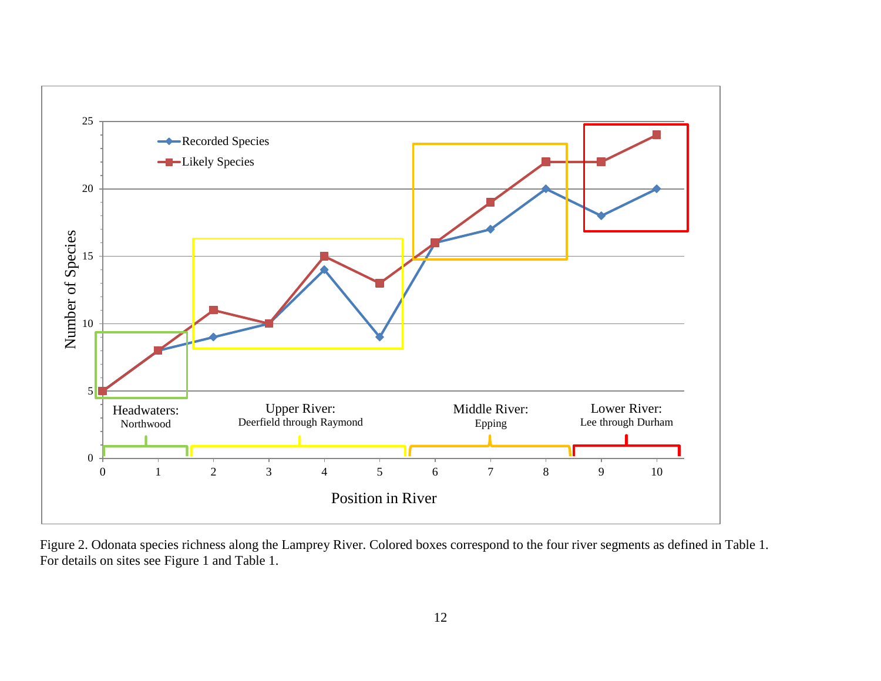Figure 2. Odonata species richness along the Lamprey River. Colored boxes correspond to the four river segments as defined in Table 1. For details on sites see Figure 1 and Table 1.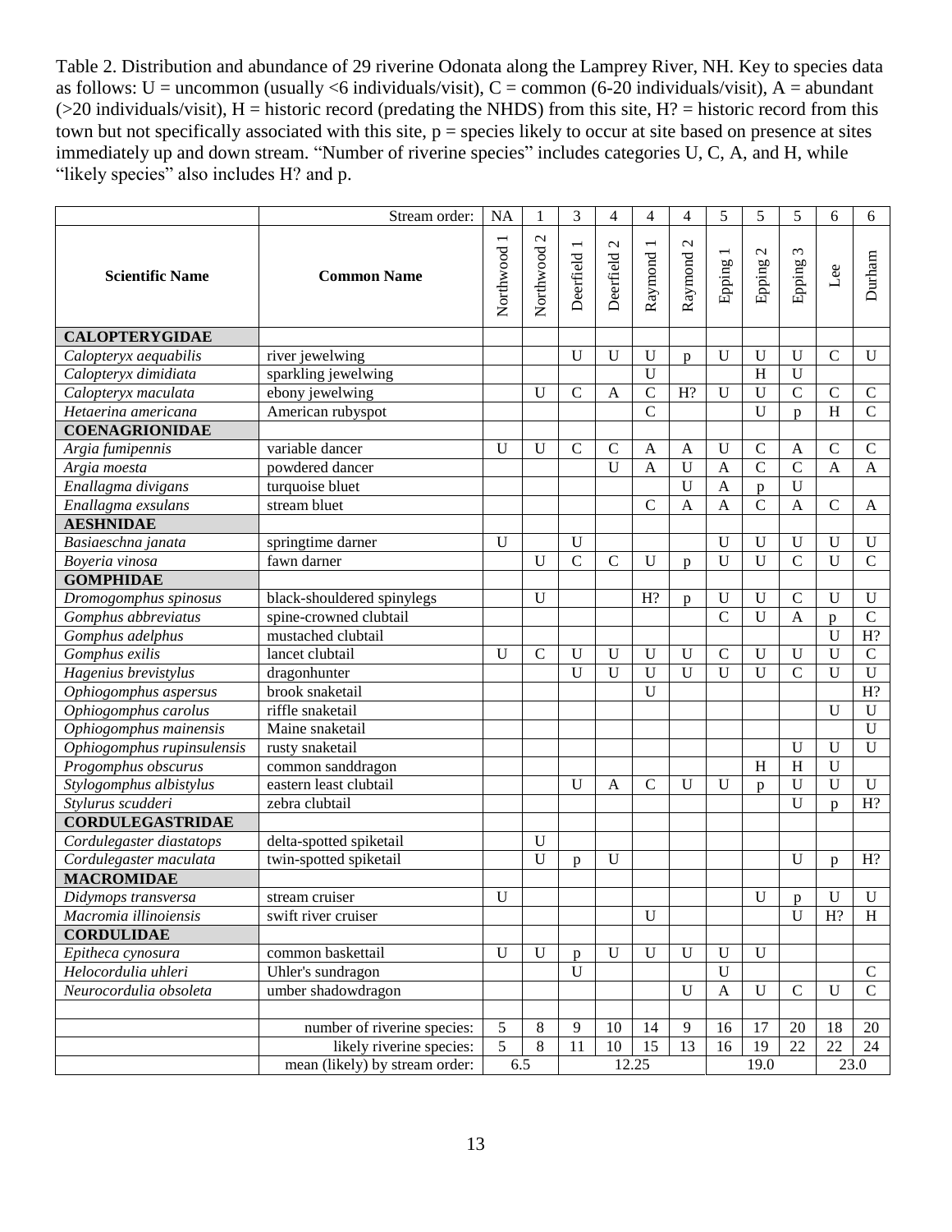Table 2. Distribution and abundance of 29 riverine Odonata along the Lamprey River, NH. Key to species data as follows: U = uncommon (usually <6 individuals/visit), C = common (6-20 individuals/visit), A = abundant (>20 individuals/visit), H = historic record (predating the NHDS) from this site, H? = historic record from this town but not specifically associated with this site, p = species likely to occur at site based on presence at sites immediately up and down stream. "Number of riverine species" includes categories U, C, A, and H, while "likely species" also includes H? and p.

| | Stream order: | NA | 1 | 3 | 4 | 4 | 4 | 5 | 5 | 5 | 6 | 6 |
|---|---|---|---|---|---|---|---|---|---|---|---|---|
| **Scientific Name** | **Common Name** | Northwood 1 | Northwood 2 | Deerfield 1 | Deerfield 2 | Raymond 1 | Raymond 2 | Epping 1 | Epping 2 | Epping 3 | Lee | Durham |
| **CALOPTERYGIDAE** | | | | | | | | | | | | |
| *Calopteryx aequabilis* | river jewelwing | | | U | U | U | p | U | U | U | C | U |
| *Calopteryx dimidiata* | sparkling jewelwing | | | | | U | | | H | U | | |
| *Calopteryx maculata* | ebony jewelwing | | U | C | A | C | H? | U | U | C | C | C |
| *Hetaerina americana* | American rubyspot | | | | | C | | | U | p | H | C |
| **COENAGRIONIDAE** | | | | | | | | | | | | |
| *Argia fumipennis* | variable dancer | U | U | C | C | A | A | U | C | A | C | C |
| *Argia moesta* | powdered dancer | | | | U | A | U | A | C | C | A | A |
| *Enallagma divigans* | turquoise bluet | | | | | | U | A | p | U | | |
| *Enallagma exsulans* | stream bluet | | | | | C | A | A | C | A | C | A |
| **AESHNIDAE** | | | | | | | | | | | | |
| *Basiaeschna janata* | springtime darner | U | | U | | | | U | U | U | U | U |
| *Boyeria vinosa* | fawn darner | | U | C | C | U | p | U | U | C | U | C |
| **GOMPHIDAE** | | | | | | | | | | | | |
| *Dromogomphus spinosus* | black-shouldered spinylegs | | U | | | H? | p | U | U | C | U | U |
| *Gomphus abbreviatus* | spine-crowned clubtail | | | | | | | C | U | A | p | C |
| *Gomphus adelphus* | mustached clubtail | | | | | | | | | | U | H? |
| *Gomphus exilis* | lancet clubtail | U | C | U | U | U | U | C | U | U | U | C |
| *Hagenius brevistylus* | dragonhunter | | | U | U | U | U | U | U | C | U | U |
| *Ophiogomphus aspersus* | brook snaketail | | | | | U | | | | | | H? |
| *Ophiogomphus carolus* | riffle snaketail | | | | | | | | | | U | U |
| *Ophiogomphus mainensis* | Maine snaketail | | | | | | | | | | | U |
| *Ophiogomphus rupinsulensis* | rusty snaketail | | | | | | | | | U | U | U |
| *Progomphus obscurus* | common sanddragon | | | | | | | | H | H | U | |
| *Stylogomphus albistylus* | eastern least clubtail | | | U | A | C | U | U | p | U | U | U |
| *Stylurus scudderi* | zebra clubtail | | | | | | | | | U | p | H? |
| **CORDULEGASTRIDAE** | | | | | | | | | | | | |
| *Cordulegaster diastatops* | delta-spotted spiketail | | U | | | | | | | | | |
| *Cordulegaster maculata* | twin-spotted spiketail | | U | p | U | | | | | U | p | H? |
| **MACROMIDAE** | | | | | | | | | | | | |
| *Didymops transversa* | stream cruiser | U | | | | | | | U | p | U | U |
| *Macromia illinoiensis* | swift river cruiser | | | | | U | | | | U | H? | H |
| **CORDULIDAE** | | | | | | | | | | | | |
| *Epitheca cynosura* | common baskettail | U | U | p | U | U | U | U | U | | | |
| *Helocordulia uhleri* | Uhler's sundragon | | | U | | | | U | | | | C |
| *Neurocordulia obsoleta* | umber shadowdragon | | | | | | U | A | U | C | U | C |
| | | | | | | | | | | | | |
| | number of riverine species: | 5 | 8 | 9 | 10 | 14 | 9 | 16 | 17 | 20 | 18 | 20 |
| | likely riverine species: | 5 | 8 | 11 | 10 | 15 | 13 | 16 | 19 | 22 | 22 | 24 |
| | mean (likely) by stream order: | 6.5 | | 12.25 | | | | 19.0 | | | 23.0 | |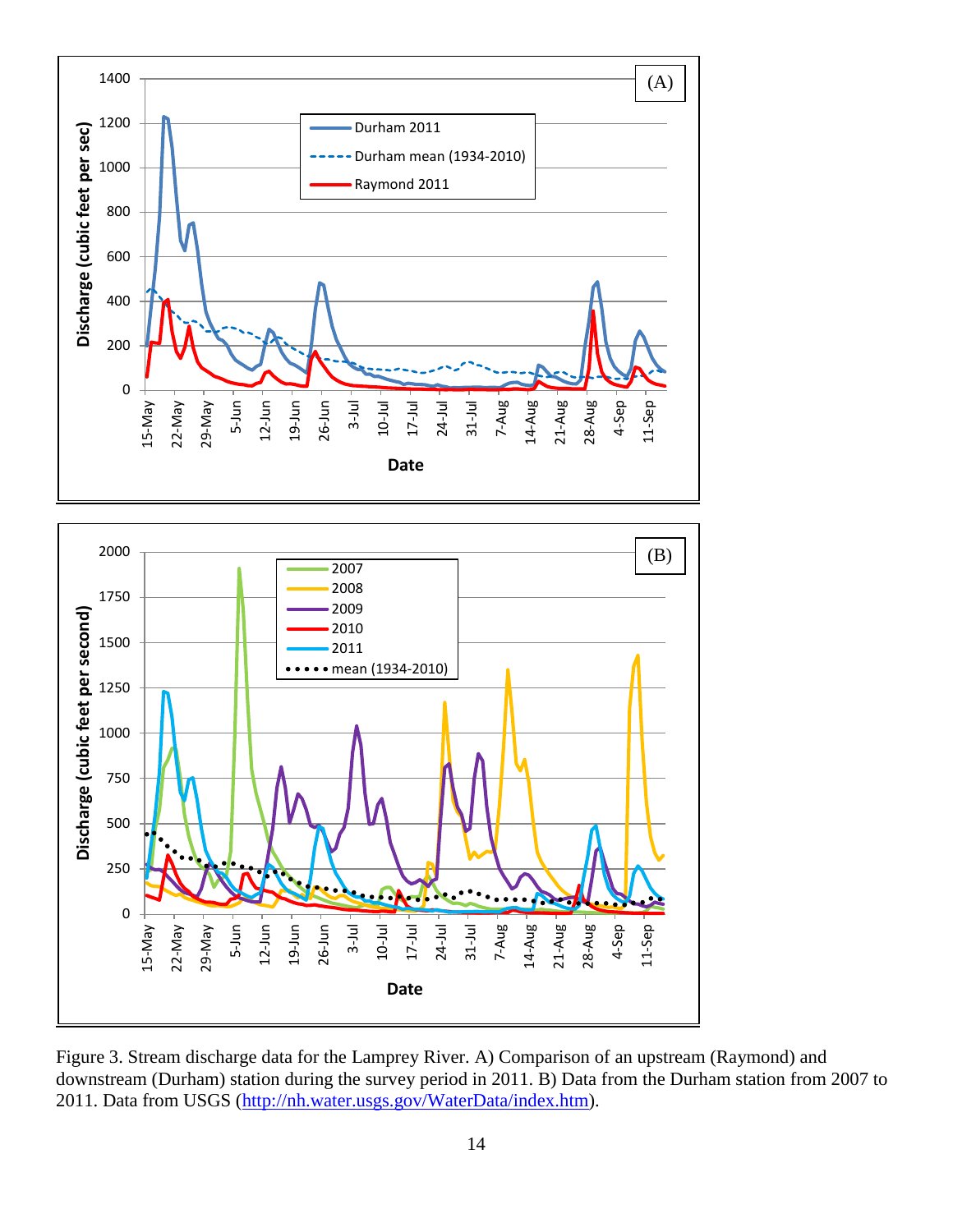Figure 3. Stream discharge data for the Lamprey River. A) Comparison of an upstream (Raymond) and downstream (Durham) station during the survey period in 2011. B) Data from the Durham station from 2007 to 2011. Data from USGS (http://nh.water.usgs.gov/WaterData/index.htm).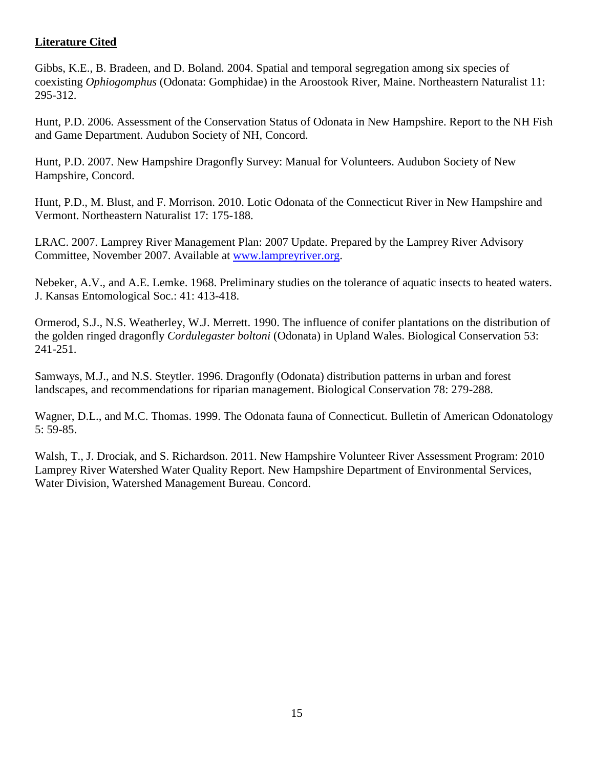## Literature Cited

Gibbs, K.E., B. Bradeen, and D. Boland. 2004. Spatial and temporal segregation among six species of coexisting *Ophiogomphus* (Odonata: Gomphidae) in the Aroostook River, Maine. Northeastern Naturalist 11: 295-312.

Hunt, P.D. 2006. Assessment of the Conservation Status of Odonata in New Hampshire. Report to the NH Fish and Game Department. Audubon Society of NH, Concord.

Hunt, P.D. 2007. New Hampshire Dragonfly Survey: Manual for Volunteers. Audubon Society of New Hampshire, Concord.

Hunt, P.D., M. Blust, and F. Morrison. 2010. Lotic Odonata of the Connecticut River in New Hampshire and Vermont. Northeastern Naturalist 17: 175-188.

LRAC. 2007. Lamprey River Management Plan: 2007 Update. Prepared by the Lamprey River Advisory Committee, November 2007. Available at [www.lampreyriver.org](www.lampreyriver.org).

Nebeker, A.V., and A.E. Lemke. 1968. Preliminary studies on the tolerance of aquatic insects to heated waters. J. Kansas Entomological Soc.: 41: 413-418.

Ormerod, S.J., N.S. Weatherley, W.J. Merrett. 1990. The influence of conifer plantations on the distribution of the golden ringed dragonfly *Cordulegaster boltoni* (Odonata) in Upland Wales. Biological Conservation 53: 241-251.

Samways, M.J., and N.S. Steytler. 1996. Dragonfly (Odonata) distribution patterns in urban and forest landscapes, and recommendations for riparian management. Biological Conservation 78: 279-288.

Wagner, D.L., and M.C. Thomas. 1999. The Odonata fauna of Connecticut. Bulletin of American Odonatology 5: 59-85.

Walsh, T., J. Drociak, and S. Richardson. 2011. New Hampshire Volunteer River Assessment Program: 2010 Lamprey River Watershed Water Quality Report. New Hampshire Department of Environmental Services, Water Division, Watershed Management Bureau. Concord.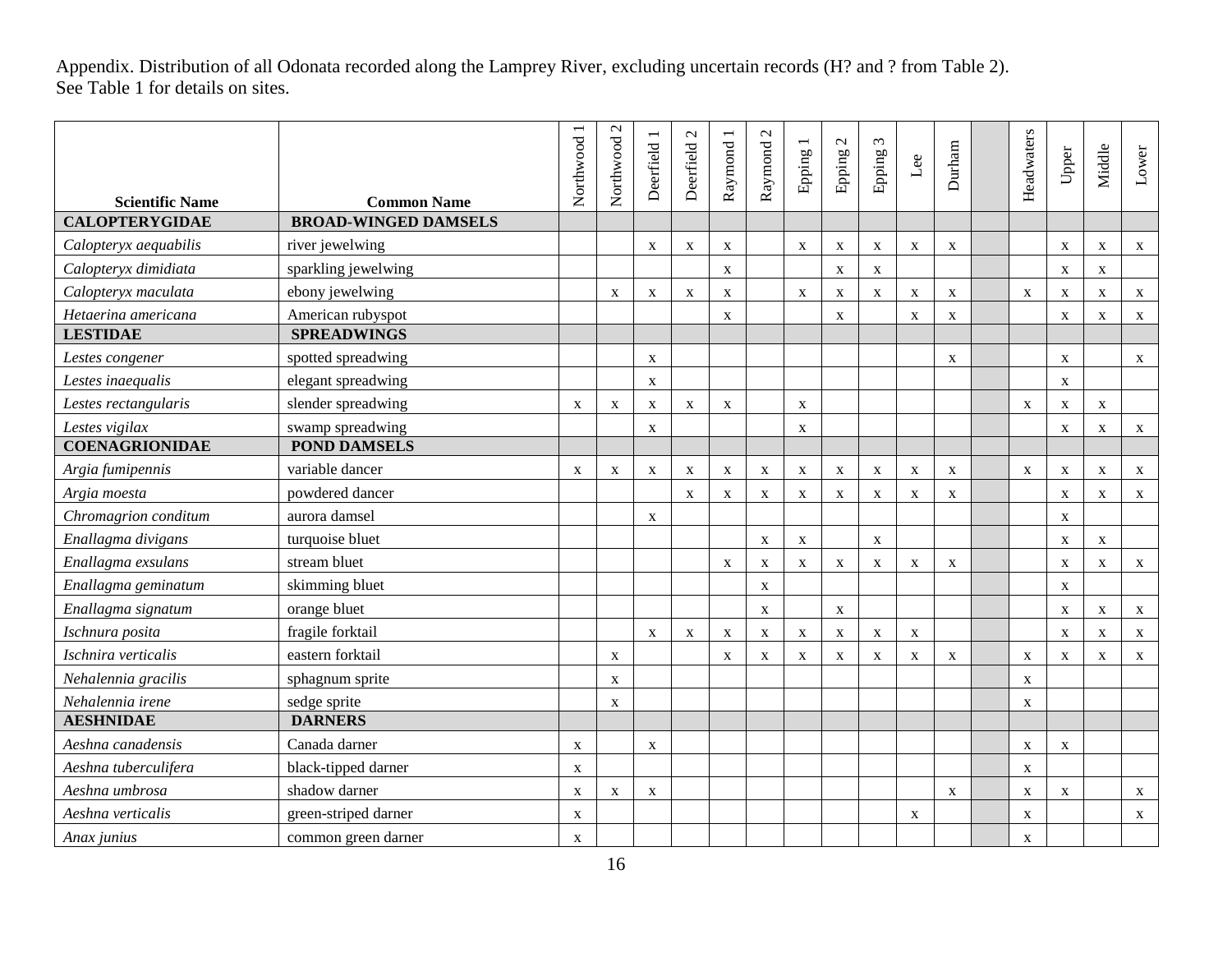Appendix. Distribution of all Odonata recorded along the Lamprey River, excluding uncertain records (H? and ? from Table 2). See Table 1 for details on sites.

| Scientific Name | Common Name | Northwood 1 | Northwood 2 | Deerfield 1 | Deerfield 2 | Raymond 1 | Raymond 2 | Epping 1 | Epping 2 | Epping 3 | Lee | Durham | | Headwaters | Upper | Middle | Lower |
|---|---|---|---|---|---|---|---|---|---|---|---|---|---|---|---|---|---|
| **CALOPTERYGIDAE** | **BROAD-WINGED DAMSELS** | | | | | | | | | | | | | | | | |
| *Calopteryx aequabilis* | river jewelwing | | | x | x | x | | x | x | x | x | x | | | x | x | x |
| *Calopteryx dimidiata* | sparkling jewelwing | | | | | x | | | x | x | | | | | x | x | |
| *Calopteryx maculata* | ebony jewelwing | | x | x | x | x | | x | x | x | x | x | | x | x | x | x |
| *Hetaerina americana* | American rubyspot | | | | | x | | | x | | x | x | | | x | x | x |
| **LESTIDAE** | **SPREADWINGS** | | | | | | | | | | | | | | | | |
| *Lestes congener* | spotted spreadwing | | | x | | | | | | | | x | | | x | | x |
| *Lestes inaequalis* | elegant spreadwing | | | x | | | | | | | | | | | x | | |
| *Lestes rectangularis* | slender spreadwing | x | x | x | x | x | | x | | | | | | x | x | x | |
| *Lestes vigilax* | swamp spreadwing | | | x | | | | x | | | | | | | x | x | x |
| **COENAGRIONIDAE** | **POND DAMSELS** | | | | | | | | | | | | | | | | |
| *Argia fumipennis* | variable dancer | x | x | x | x | x | x | x | x | x | x | x | | x | x | x | x |
| *Argia moesta* | powdered dancer | | | | x | x | x | x | x | x | x | x | | | x | x | x |
| *Chromagrion conditum* | aurora damsel | | | x | | | | | | | | | | | x | | |
| *Enallagma divigans* | turquoise bluet | | | | | | x | x | | x | | | | | x | x | |
| *Enallagma exsulans* | stream bluet | | | | | x | x | x | x | x | x | x | | | x | x | x |
| *Enallagma geminatum* | skimming bluet | | | | | | x | | | | | | | | x | | |
| *Enallagma signatum* | orange bluet | | | | | | x | | x | | | | | | x | x | x |
| *Ischnura posita* | fragile forktail | | | x | x | x | x | x | x | x | x | | | | x | x | x |
| *Ischnira verticalis* | eastern forktail | | x | | | x | x | x | x | x | x | x | | x | x | x | x |
| *Nehalennia gracilis* | sphagnum sprite | | x | | | | | | | | | | | x | | | |
| *Nehalennia irene* | sedge sprite | | x | | | | | | | | | | | x | | | |
| **AESHNIDAE** | **DARNERS** | | | | | | | | | | | | | | | | |
| *Aeshna canadensis* | Canada darner | x | | x | | | | | | | | | | x | x | | |
| *Aeshna tuberculifera* | black-tipped darner | x | | | | | | | | | | | | x | | | |
| *Aeshna umbrosa* | shadow darner | x | x | x | | | | | | | | x | | x | x | | x |
| *Aeshna verticalis* | green-striped darner | x | | | | | | | | | x | | | x | | | x |
| *Anax junius* | common green darner | x | | | | | | | | | | | | x | | | |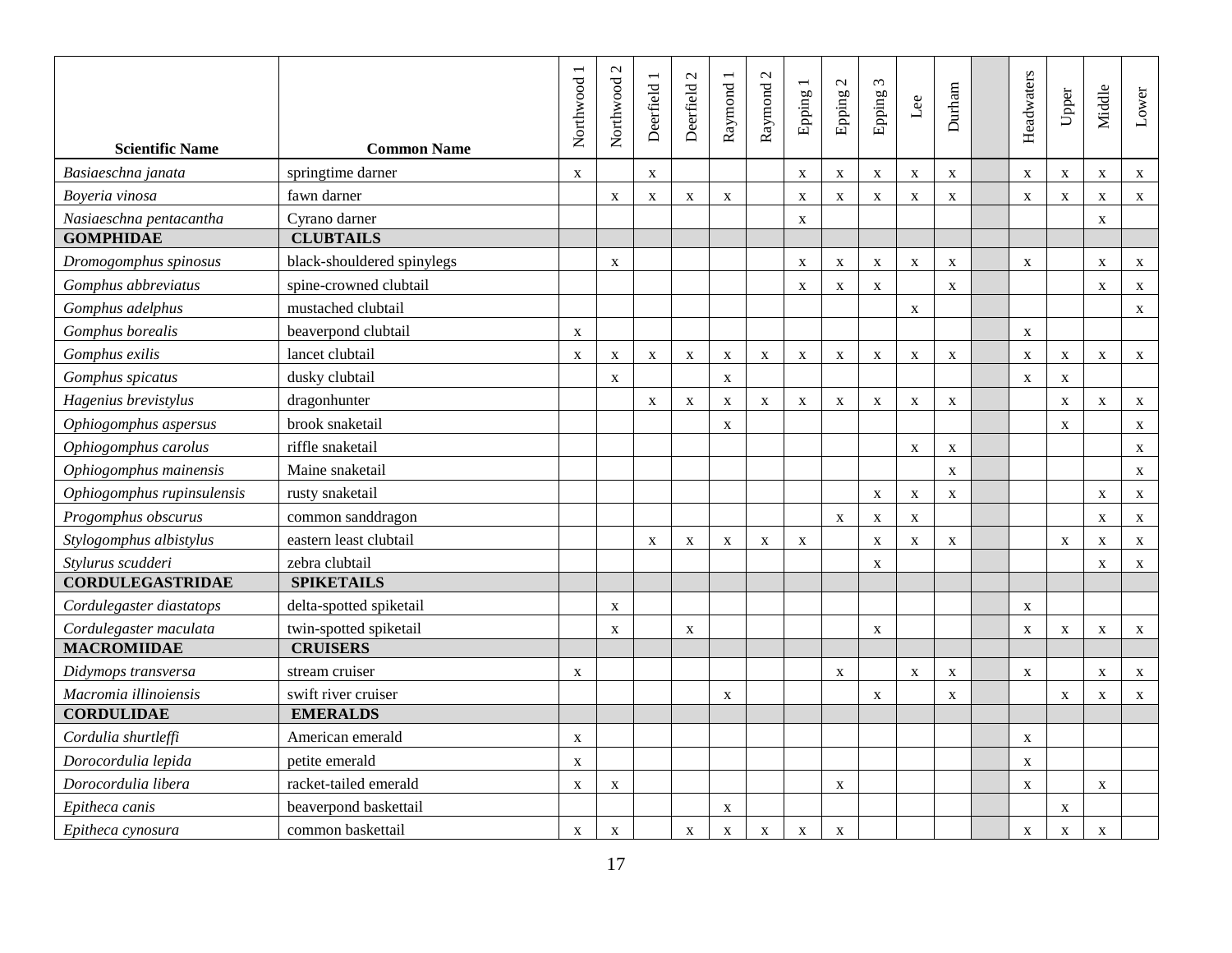| Scientific Name | Common Name | Northwood 1 | Northwood 2 | Deerfield 1 | Deerfield 2 | Raymond 1 | Raymond 2 | Epping 1 | Epping 2 | Epping 3 | Lee | Durham | | Headwaters | Upper | Middle | Lower |
|---|---|---|---|---|---|---|---|---|---|---|---|---|---|---|---|---|---|
| *Basiaeschna janata* | springtime darner | x | | x | | | | x | x | x | x | x | | x | x | x | x |
| *Boyeria vinosa* | fawn darner | | x | x | x | x | | x | x | x | x | x | | x | x | x | x |
| *Nasiaeschna pentacantha* | Cyrano darner | | | | | | | x | | | | | | | | x | |
| **GOMPHIDAE** | **CLUBTAILS** | | | | | | | | | | | | | | | | |
| *Dromogomphus spinosus* | black-shouldered spinylegs | | x | | | | | x | x | x | x | x | | x | | x | x |
| *Gomphus abbreviatus* | spine-crowned clubtail | | | | | | | x | x | x | | x | | | | x | x |
| *Gomphus adelphus* | mustached clubtail | | | | | | | | | | x | | | | | | x |
| *Gomphus borealis* | beaverpond clubtail | x | | | | | | | | | | | | x | | | |
| *Gomphus exilis* | lancet clubtail | x | x | x | x | x | x | x | x | x | x | x | | x | x | x | x |
| *Gomphus spicatus* | dusky clubtail | | x | | | x | | | | | | | | x | x | | |
| *Hagenius brevistylus* | dragonhunter | | | x | x | x | x | x | x | x | x | x | | | x | x | x |
| *Ophiogomphus aspersus* | brook snaketail | | | | | x | | | | | | | | | x | | x |
| *Ophiogomphus carolus* | riffle snaketail | | | | | | | | | | x | x | | | | | x |
| *Ophiogomphus mainensis* | Maine snaketail | | | | | | | | | | | x | | | | | x |
| *Ophiogomphus rupinsulensis* | rusty snaketail | | | | | | | | | x | x | x | | | | x | x |
| *Progomphus obscurus* | common sanddragon | | | | | | | | x | x | x | | | | | x | x |
| *Stylogomphus albistylus* | eastern least clubtail | | | x | x | x | x | x | | x | x | x | | | x | x | x |
| *Stylurus scudderi* | zebra clubtail | | | | | | | | | x | | | | | | x | x |
| **CORDULEGASTRIDAE** | **SPIKETAILS** | | | | | | | | | | | | | | | | |
| *Cordulegaster diastatops* | delta-spotted spiketail | | x | | | | | | | | | | | x | | | |
| *Cordulegaster maculata* | twin-spotted spiketail | | x | | x | | | | | x | | | | x | x | x | x |
| **MACROMIIDAE** | **CRUISERS** | | | | | | | | | | | | | | | | |
| *Didymops transversa* | stream cruiser | x | | | | | | | x | | x | x | | x | | x | x |
| *Macromia illinoiensis* | swift river cruiser | | | | | x | | | | x | | x | | | x | x | x |
| **CORDULIDAE** | **EMERALDS** | | | | | | | | | | | | | | | | |
| *Cordulia shurtleffi* | American emerald | x | | | | | | | | | | | | x | | | |
| *Dorocordulia lepida* | petite emerald | x | | | | | | | | | | | | x | | | |
| *Dorocordulia libera* | racket-tailed emerald | x | x | | | | | | x | | | | | x | | x | |
| *Epitheca canis* | beaverpond baskettail | | | | | x | | | | | | | | | x | | |
| *Epitheca cynosura* | common baskettail | x | x | | x | x | x | x | x | | | | | x | x | x | |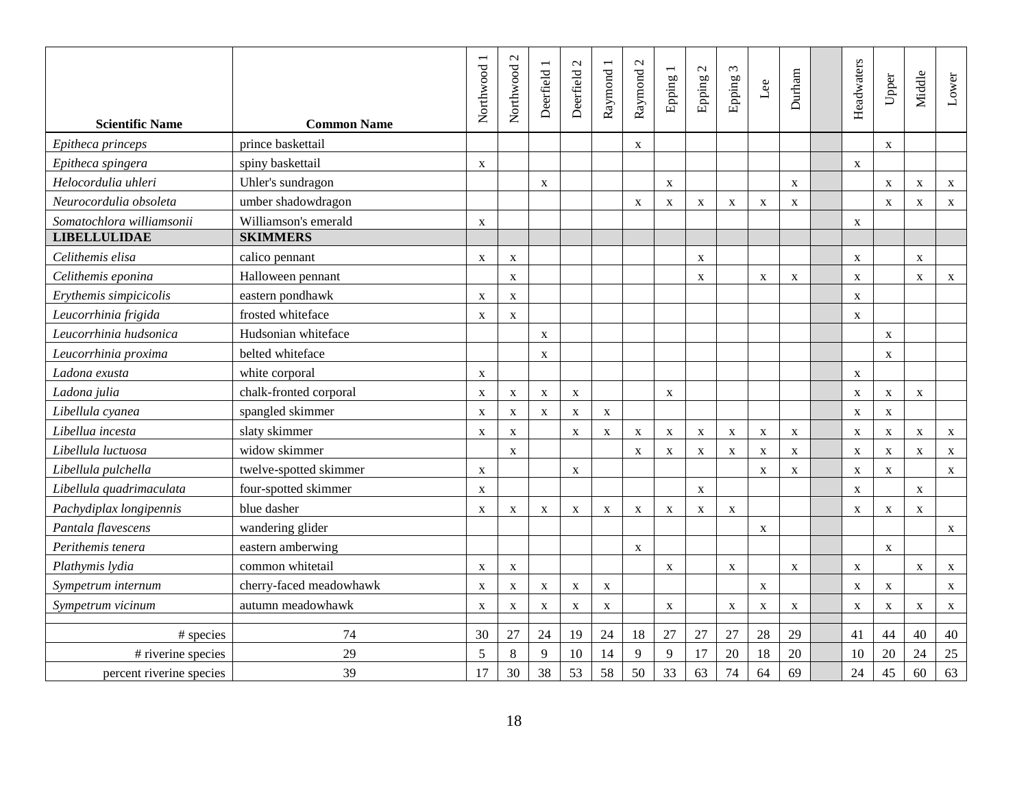| Scientific Name | Common Name | Northwood 1 | Northwood 2 | Deerfield 1 | Deerfield 2 | Raymond 1 | Raymond 2 | Epping 1 | Epping 2 | Epping 3 | Lee | Durham | | Headwaters | Upper | Middle | Lower |
|---|---|---|---|---|---|---|---|---|---|---|---|---|---|---|---|---|---|
| *Epitheca princeps* | prince baskettail | | | | | | x | | | | | | | | x | | |
| *Epitheca spingera* | spiny baskettail | x | | | | | | | | | | | | x | | | |
| *Helocordulia uhleri* | Uhler's sundragon | | | x | | | | x | | | | x | | | x | x | x |
| *Neurocordulia obsoleta* | umber shadowdragon | | | | | | x | x | x | x | x | x | | | x | x | x |
| *Somatochlora williamsonii* | Williamson's emerald | x | | | | | | | | | | | | x | | | |
| **LIBELLULIDAE** | **SKIMMERS** | | | | | | | | | | | | | | | | |
| *Celithemis elisa* | calico pennant | x | x | | | | | | x | | | | | x | | x | |
| *Celithemis eponina* | Halloween pennant | | x | | | | | | x | | x | x | | x | | x | x |
| *Erythemis simpicicolis* | eastern pondhawk | x | x | | | | | | | | | | | x | | | |
| *Leucorrhinia frigida* | frosted whiteface | x | x | | | | | | | | | | | x | | | |
| *Leucorrhinia hudsonica* | Hudsonian whiteface | | | x | | | | | | | | | | | x | | |
| *Leucorrhinia proxima* | belted whiteface | | | x | | | | | | | | | | | x | | |
| *Ladona exusta* | white corporal | x | | | | | | | | | | | | x | | | |
| *Ladona julia* | chalk-fronted corporal | x | x | x | x | | | x | | | | | | x | x | x | |
| *Libellula cyanea* | spangled skimmer | x | x | x | x | x | | | | | | | | x | x | | |
| *Libellua incesta* | slaty skimmer | x | x | | x | x | x | x | x | x | x | x | | x | x | x | x |
| *Libellula luctuosa* | widow skimmer | | x | | | | x | x | x | x | x | x | | x | x | x | x |
| *Libellula pulchella* | twelve-spotted skimmer | x | | | x | | | | | | x | x | | x | x | | x |
| *Libellula quadrimaculata* | four-spotted skimmer | x | | | | | | | x | | | | | x | | x | |
| *Pachydiplax longipennis* | blue dasher | x | x | x | x | x | x | x | x | x | | | | x | x | x | |
| *Pantala flavescens* | wandering glider | | | | | | | | | | x | | | | | | x |
| *Perithemis tenera* | eastern amberwing | | | | | | x | | | | | | | | x | | |
| *Plathymis lydia* | common whitetail | x | x | | | | | x | | x | | x | | x | | x | x |
| *Sympetrum internum* | cherry-faced meadowhawk | x | x | x | x | x | | | | | x | | | x | x | | x |
| *Sympetrum vicinum* | autumn meadowhawk | x | x | x | x | x | | x | | x | x | x | | x | x | x | x |
| | | | | | | | | | | | | | | | | | |
| # species | 74 | 30 | 27 | 24 | 19 | 24 | 18 | 27 | 27 | 27 | 28 | 29 | | 41 | 44 | 40 | 40 |
| # riverine species | 29 | 5 | 8 | 9 | 10 | 14 | 9 | 9 | 17 | 20 | 18 | 20 | | 10 | 20 | 24 | 25 |
| percent riverine species | 39 | 17 | 30 | 38 | 53 | 58 | 50 | 33 | 63 | 74 | 64 | 69 | | 24 | 45 | 60 | 63 |